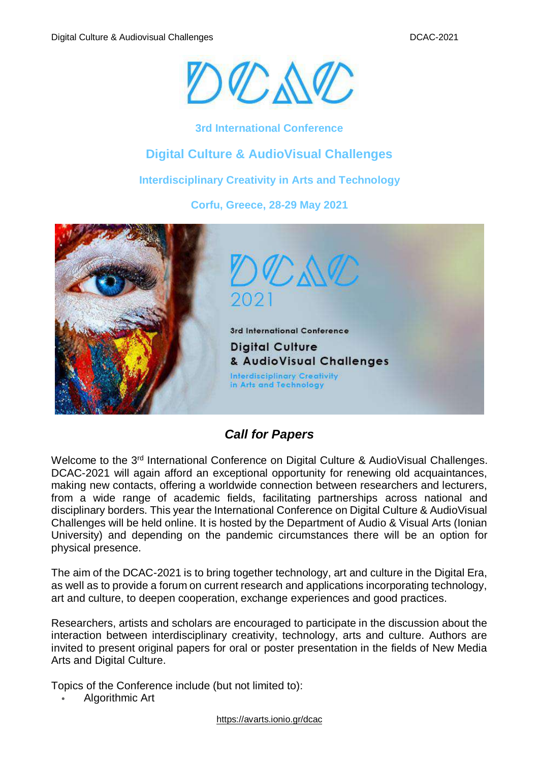# 3rd International Conference

## Digital Culture & AudioVisual Challenges

### Interdisciplinary Creativity in Arts and Technology

### Corfu, Greece, 28-29 May 2021

## *Call for Papers*

Welcome to the 3rd International Conference on Digital Culture & AudioVisual Challenges. DCAC-2021 will again afford an exceptional opportunity for renewing old acquaintances, making new contacts, offering a worldwide connection between researchers and lecturers, from a wide range of academic fields, facilitating partnerships across national and disciplinary borders. This year the International Conference on Digital Culture & AudioVisual Challenges will be held online. It is hosted by the Department of Audio & Visual Arts (Ionian University) and depending on the pandemic circumstances there will be an option for physical presence.

The aim of the DCAC-2021 is to bring together technology, art and culture in the Digital Era, as well as to provide a forum on current research and applications incorporating technology, art and culture, to deepen cooperation, exchange experiences and good practices.

Researchers, artists and scholars are encouraged to participate in the discussion about the interaction between interdisciplinary creativity, technology, arts and culture. Authors are invited to present original papers for oral or poster presentation in the fields of New Media Arts and Digital Culture.

Topics of the Conference include (but not limited to):

- Algorithmic Art

https://avarts.ionio.gr/dcac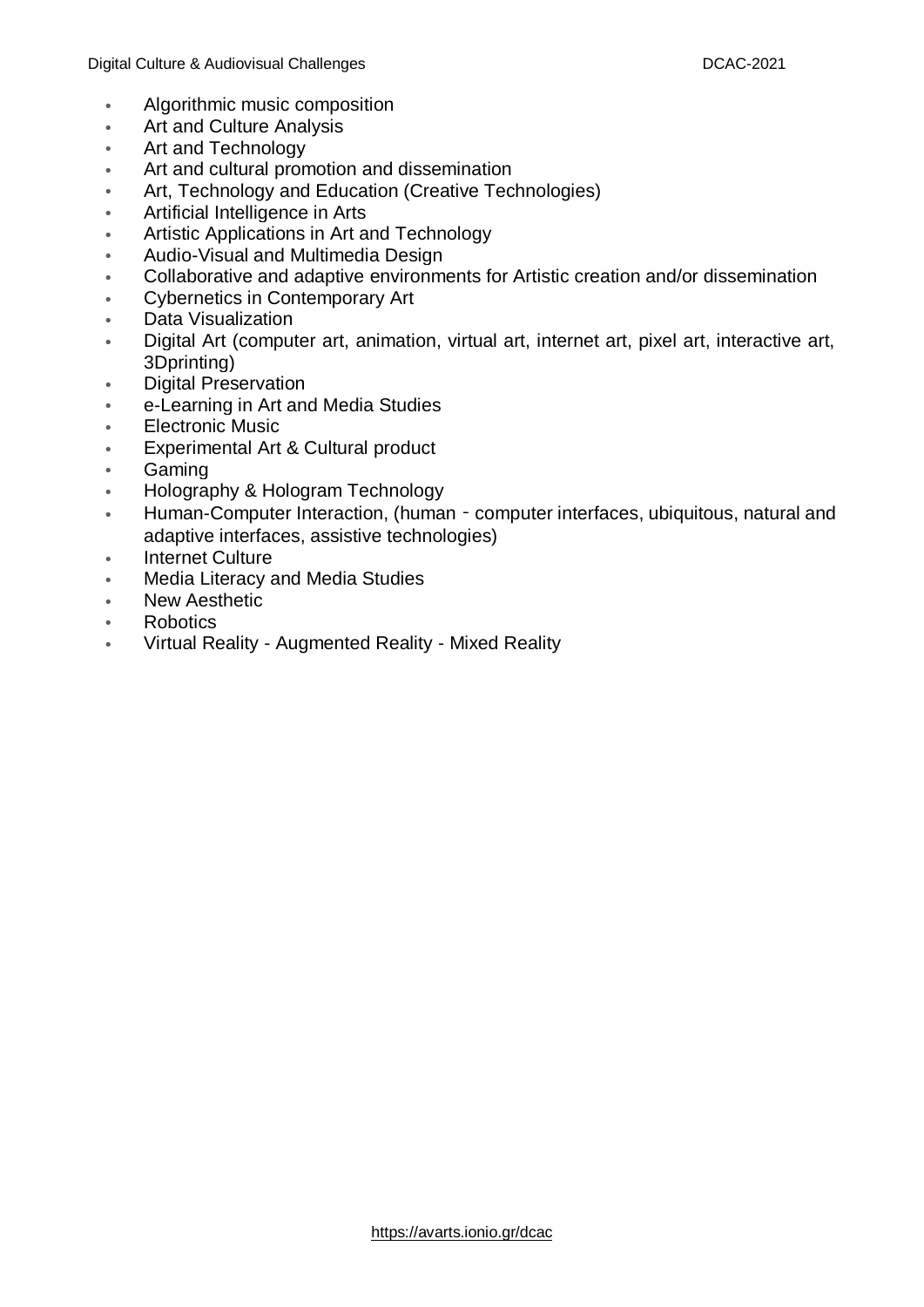- Algorithmic music composition
- Art and Culture Analysis
- Art and Technology
- Art and cultural promotion and dissemination
- Art, Technology and Education (Creative Technologies)
- Artificial Intelligence in Arts
- Artistic Applications in Art and Technology
- Audio-Visual and Multimedia Design
- Collaborative and adaptive environments for Artistic creation and/or dissemination
- Cybernetics in Contemporary Art
- Data Visualization
- Digital Art (computer art, animation, virtual art, internet art, pixel art, interactive art, 3Dprinting)
- Digital Preservation
- e-Learning in Art and Media Studies
- Electronic Music
- Experimental Art & Cultural product
- Gaming
- Holography & Hologram Technology
- Human-Computer Interaction, (human - computer interfaces, ubiquitous, natural and adaptive interfaces, assistive technologies)
- Internet Culture
- Media Literacy and Media Studies
- New Aesthetic
- Robotics
- Virtual Reality - Augmented Reality - Mixed Reality